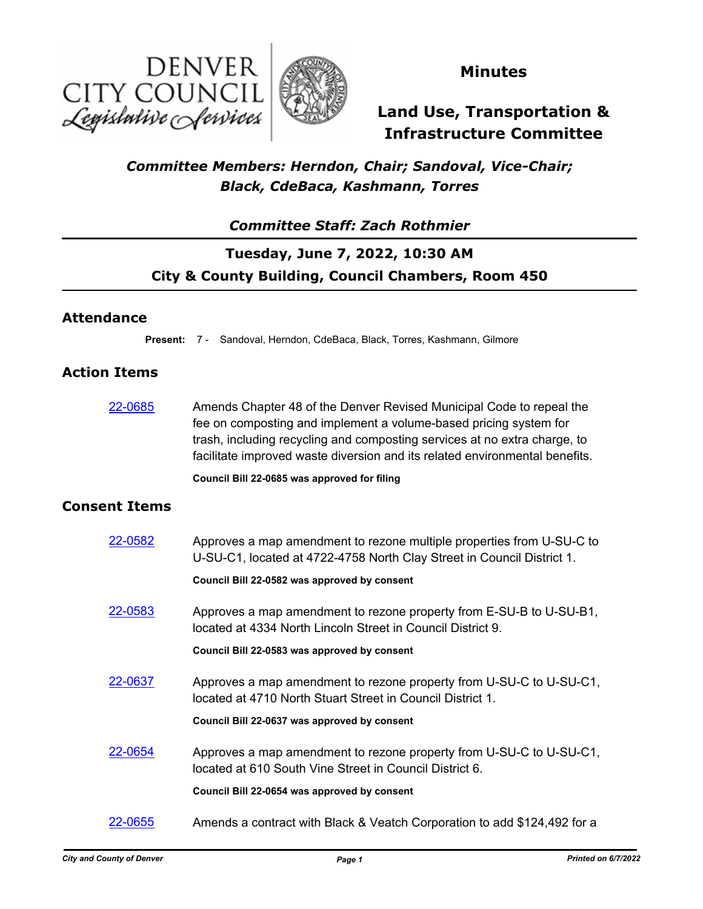# Minutes

## Land Use, Transportation & Infrastructure Committee

### *Committee Members: Herndon, Chair; Sandoval, Vice-Chair; Black, CdeBaca, Kashmann, Torres*

### *Committee Staff: Zach Rothmier*

**Tuesday, June 7, 2022, 10:30 AM**

**City & County Building, Council Chambers, Room 450**

## Attendance

**Present:** 7 - Sandoval, Herndon, CdeBaca, Black, Torres, Kashmann, Gilmore

## Action Items

[22-0685](22-0685) Amends Chapter 48 of the Denver Revised Municipal Code to repeal the fee on composting and implement a volume-based pricing system for trash, including recycling and composting services at no extra charge, to facilitate improved waste diversion and its related environmental benefits.

**Council Bill 22-0685 was approved for filing**

## Consent Items

[22-0582](22-0582) Approves a map amendment to rezone multiple properties from U-SU-C to U-SU-C1, located at 4722-4758 North Clay Street in Council District 1.

**Council Bill 22-0582 was approved by consent**

[22-0583](22-0583) Approves a map amendment to rezone property from E-SU-B to U-SU-B1, located at 4334 North Lincoln Street in Council District 9.

**Council Bill 22-0583 was approved by consent**

[22-0637](22-0637) Approves a map amendment to rezone property from U-SU-C to U-SU-C1, located at 4710 North Stuart Street in Council District 1.

**Council Bill 22-0637 was approved by consent**

[22-0654](22-0654) Approves a map amendment to rezone property from U-SU-C to U-SU-C1, located at 610 South Vine Street in Council District 6.

**Council Bill 22-0654 was approved by consent**

[22-0655](22-0655) Amends a contract with Black & Veatch Corporation to add $124,492 for a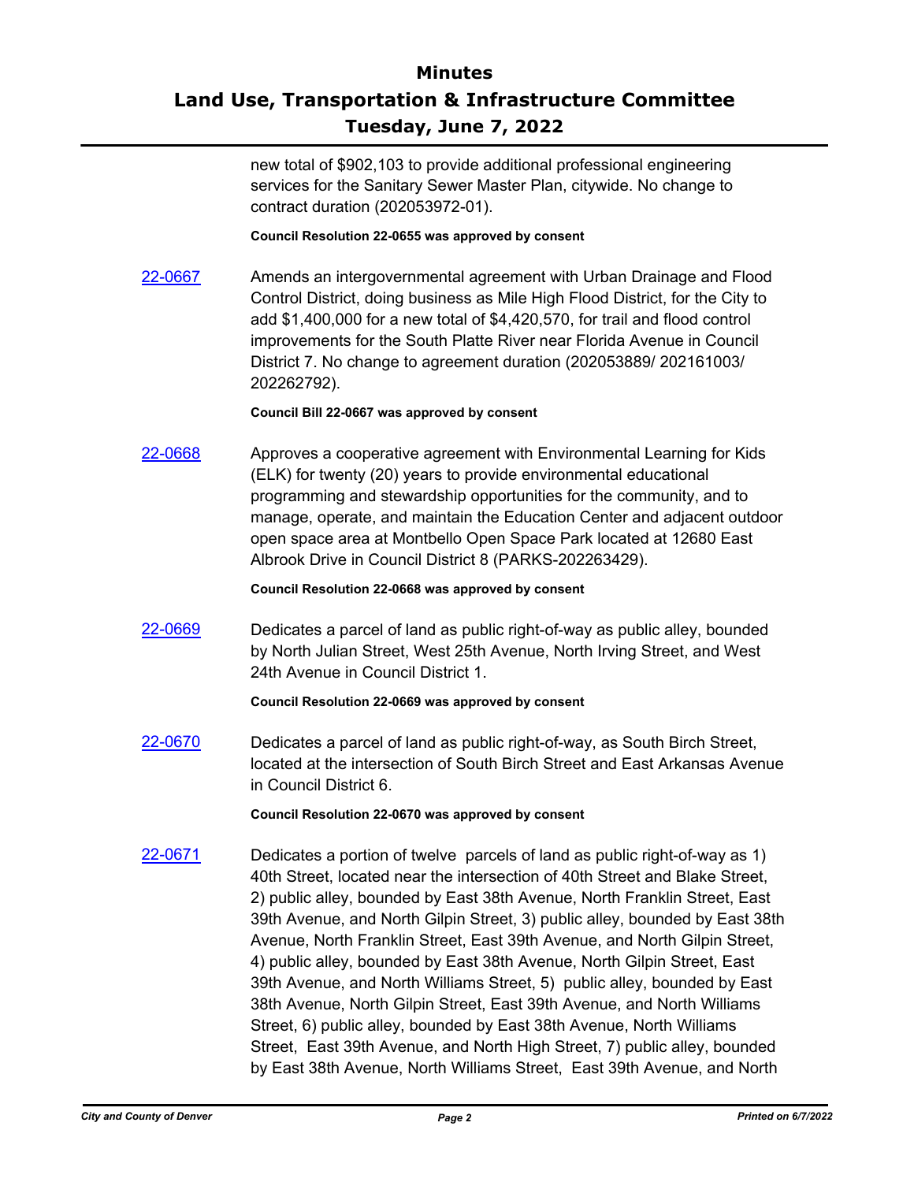new total of $902,103 to provide additional professional engineering services for the Sanitary Sewer Master Plan, citywide. No change to contract duration (202053972-01).

**Council Resolution 22-0655 was approved by consent**

[22-0667](22-0667) Amends an intergovernmental agreement with Urban Drainage and Flood Control District, doing business as Mile High Flood District, for the City to add $1,400,000 for a new total of $4,420,570, for trail and flood control improvements for the South Platte River near Florida Avenue in Council District 7. No change to agreement duration (202053889/ 202161003/ 202262792).

**Council Bill 22-0667 was approved by consent**

[22-0668](22-0668) Approves a cooperative agreement with Environmental Learning for Kids (ELK) for twenty (20) years to provide environmental educational programming and stewardship opportunities for the community, and to manage, operate, and maintain the Education Center and adjacent outdoor open space area at Montbello Open Space Park located at 12680 East Albrook Drive in Council District 8 (PARKS-202263429).

**Council Resolution 22-0668 was approved by consent**

[22-0669](22-0669) Dedicates a parcel of land as public right-of-way as public alley, bounded by North Julian Street, West 25th Avenue, North Irving Street, and West 24th Avenue in Council District 1.

**Council Resolution 22-0669 was approved by consent**

[22-0670](22-0670) Dedicates a parcel of land as public right-of-way, as South Birch Street, located at the intersection of South Birch Street and East Arkansas Avenue in Council District 6.

**Council Resolution 22-0670 was approved by consent**

[22-0671](22-0671) Dedicates a portion of twelve parcels of land as public right-of-way as 1) 40th Street, located near the intersection of 40th Street and Blake Street, 2) public alley, bounded by East 38th Avenue, North Franklin Street, East 39th Avenue, and North Gilpin Street, 3) public alley, bounded by East 38th Avenue, North Franklin Street, East 39th Avenue, and North Gilpin Street, 4) public alley, bounded by East 38th Avenue, North Gilpin Street, East 39th Avenue, and North Williams Street, 5) public alley, bounded by East 38th Avenue, North Gilpin Street, East 39th Avenue, and North Williams Street, 6) public alley, bounded by East 38th Avenue, North Williams Street, East 39th Avenue, and North High Street, 7) public alley, bounded by East 38th Avenue, North Williams Street, East 39th Avenue, and North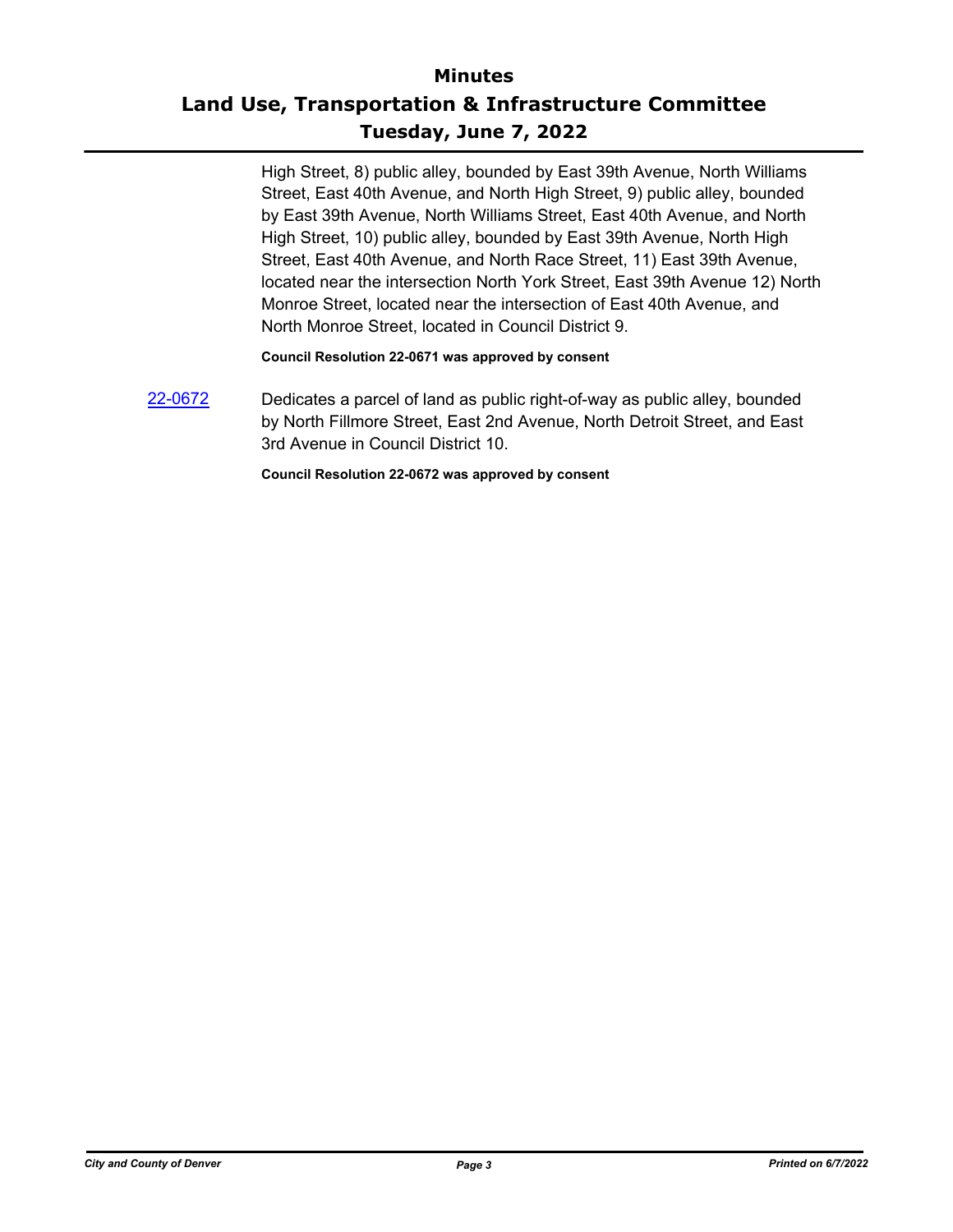High Street, 8) public alley, bounded by East 39th Avenue, North Williams Street, East 40th Avenue, and North High Street, 9) public alley, bounded by East 39th Avenue, North Williams Street, East 40th Avenue, and North High Street, 10) public alley, bounded by East 39th Avenue, North High Street, East 40th Avenue, and North Race Street, 11) East 39th Avenue, located near the intersection North York Street, East 39th Avenue 12) North Monroe Street, located near the intersection of East 40th Avenue, and North Monroe Street, located in Council District 9.

**Council Resolution 22-0671 was approved by consent**

22-0672 Dedicates a parcel of land as public right-of-way as public alley, bounded by North Fillmore Street, East 2nd Avenue, North Detroit Street, and East 3rd Avenue in Council District 10.

**Council Resolution 22-0672 was approved by consent**